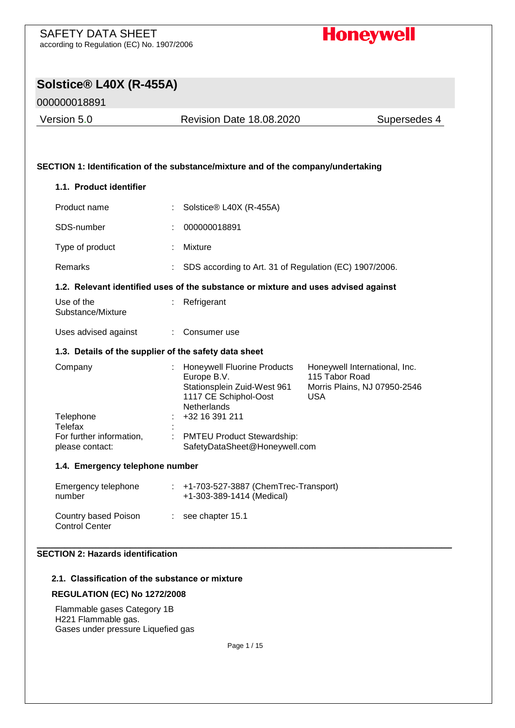# SAFETY DATA SHEET

according to Regulation (EC) No. 1907/2006

**Honeywell**

## Solstice® L40X (R-455A)

000000018891

| Version 5.0 | Revision Date 18.08.2020 | Supersedes 4 |
|---|---|---|

### SECTION 1: Identification of the substance/mixture and of the company/undertaking

#### 1.1. Product identifier

| | | |
|---|---|---|
| Product name | : | Solstice® L40X (R-455A) |
| SDS-number | : | 000000018891 |
| Type of product | : | Mixture |
| Remarks | : | SDS according to Art. 31 of Regulation (EC) 1907/2006. |

#### 1.2. Relevant identified uses of the substance or mixture and uses advised against

| | | |
|---|---|---|
| Use of the Substance/Mixture | : | Refrigerant |
| Uses advised against | : | Consumer use |

#### 1.3. Details of the supplier of the safety data sheet

| | | | |
|---|---|---|---|
| Company | : | Honeywell Fluorine Products Europe B.V.<br>Stationsplein Zuid-West 961<br>1117 CE Schiphol-Oost<br>Netherlands | Honeywell International, Inc.<br>115 Tabor Road<br>Morris Plains, NJ 07950-2546<br>USA |
| Telephone | : | +32 16 391 211 | |
| Telefax | : | | |
| For further information, please contact: | : | PMTEU Product Stewardship:<br>SafetyDataSheet@Honeywell.com | |

#### 1.4. Emergency telephone number

| | | |
|---|---|---|
| Emergency telephone number | : | +1-703-527-3887 (ChemTrec-Transport)<br>+1-303-389-1414 (Medical) |
| Country based Poison Control Center | : | see chapter 15.1 |

### SECTION 2: Hazards identification

#### 2.1. Classification of the substance or mixture

**REGULATION (EC) No 1272/2008**

Flammable gases Category 1B  
H221 Flammable gas.  
Gases under pressure Liquefied gas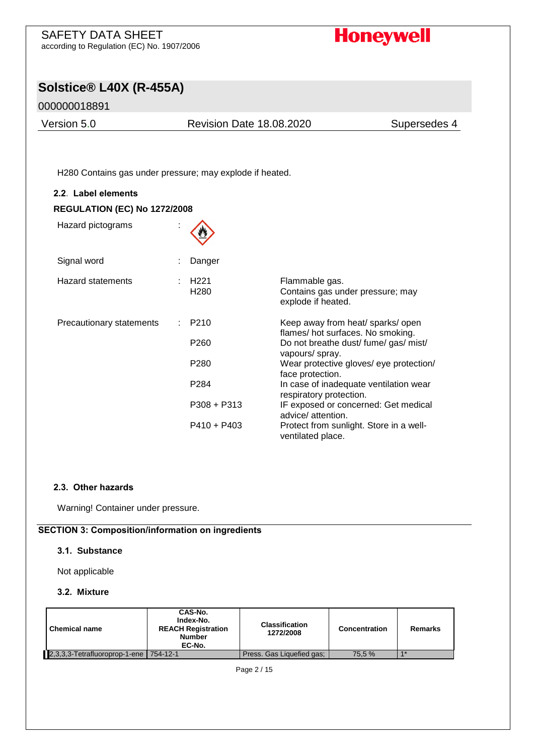H280 Contains gas under pressure; may explode if heated.

### 2.2. Label elements

**REGULATION (EC) No 1272/2008**

Hazard pictograms :

Signal word : Danger

| | | |
|---|---|---|
| Hazard statements : | H221 | Flammable gas. |
| | H280 | Contains gas under pressure; may explode if heated. |
| Precautionary statements : | P210 | Keep away from heat/ sparks/ open flames/ hot surfaces. No smoking. |
| | P260 | Do not breathe dust/ fume/ gas/ mist/ vapours/ spray. |
| | P280 | Wear protective gloves/ eye protection/ face protection. |
| | P284 | In case of inadequate ventilation wear respiratory protection. |
| | P308 + P313 | IF exposed or concerned: Get medical advice/ attention. |
| | P410 + P403 | Protect from sunlight. Store in a well-ventilated place. |

### 2.3. Other hazards

Warning! Container under pressure.

## SECTION 3: Composition/information on ingredients

### 3.1. Substance

Not applicable

### 3.2. Mixture

| Chemical name | CAS-No. Index-No. REACH Registration Number EC-No. | Classification 1272/2008 | Concentration | Remarks |
|---|---|---|---|---|
| 2,3,3,3-Tetrafluoroprop-1-ene | 754-12-1 | Press. Gas Liquefied gas; | 75,5 % | 1* |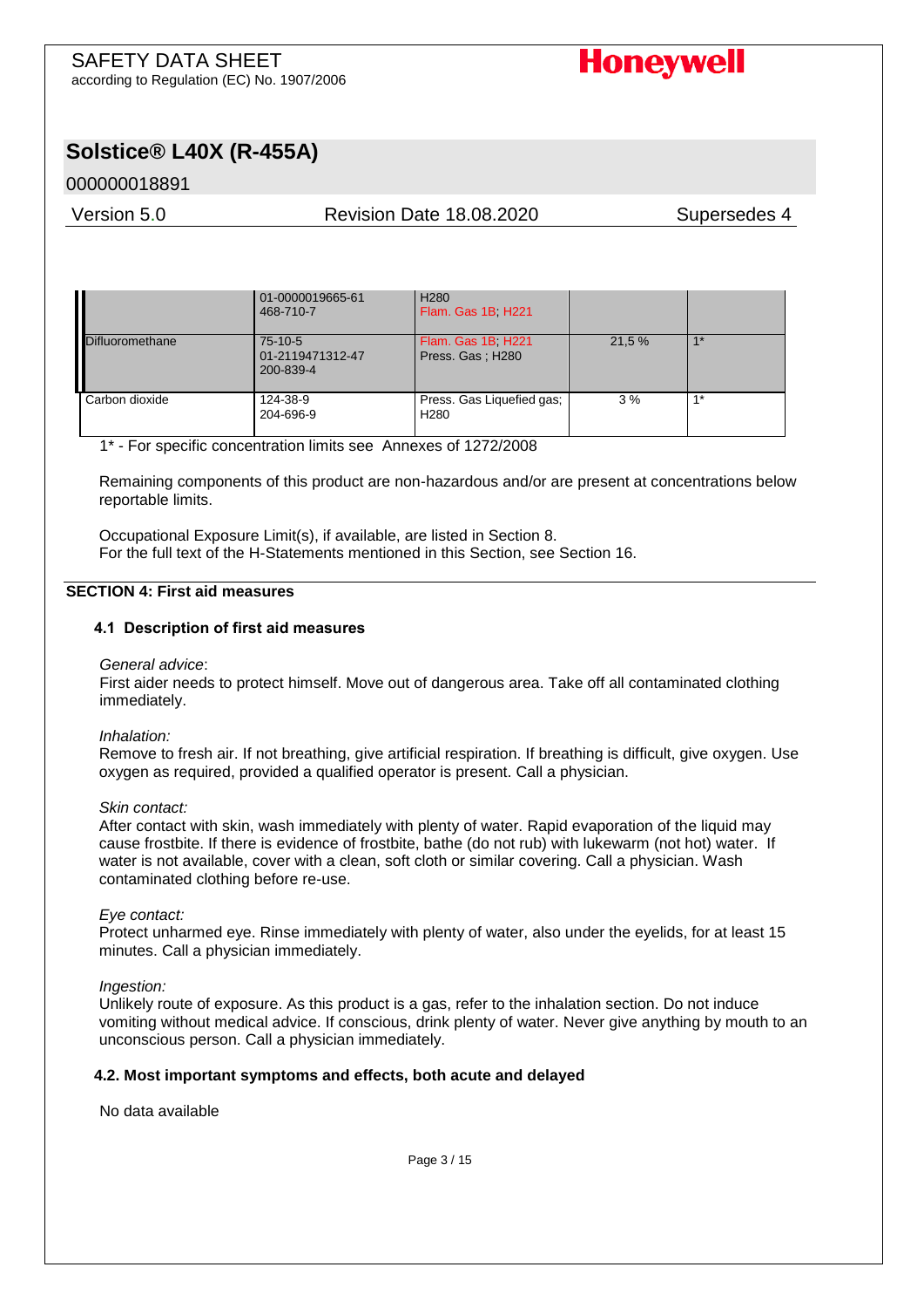|  | 01-0000019665-61<br>468-710-7 | H280<br>Flam. Gas 1B; H221 |  |  |
|---|---|---|---|---|
| Difluoromethane | 75-10-5<br>01-2119471312-47<br>200-839-4 | Flam. Gas 1B; H221<br>Press. Gas ; H280 | 21,5 % | 1* |
| Carbon dioxide | 124-38-9<br>204-696-9 | Press. Gas Liquefied gas; H280 | 3 % | 1* |

1* - For specific concentration limits see Annexes of 1272/2008

Remaining components of this product are non-hazardous and/or are present at concentrations below reportable limits.

Occupational Exposure Limit(s), if available, are listed in Section 8.
For the full text of the H-Statements mentioned in this Section, see Section 16.

## SECTION 4: First aid measures

### 4.1 Description of first aid measures

*General advice*:
First aider needs to protect himself. Move out of dangerous area. Take off all contaminated clothing immediately.

*Inhalation:*
Remove to fresh air. If not breathing, give artificial respiration. If breathing is difficult, give oxygen. Use oxygen as required, provided a qualified operator is present. Call a physician.

*Skin contact:*
After contact with skin, wash immediately with plenty of water. Rapid evaporation of the liquid may cause frostbite. If there is evidence of frostbite, bathe (do not rub) with lukewarm (not hot) water. If water is not available, cover with a clean, soft cloth or similar covering. Call a physician. Wash contaminated clothing before re-use.

*Eye contact:*
Protect unharmed eye. Rinse immediately with plenty of water, also under the eyelids, for at least 15 minutes. Call a physician immediately.

*Ingestion:*
Unlikely route of exposure. As this product is a gas, refer to the inhalation section. Do not induce vomiting without medical advice. If conscious, drink plenty of water. Never give anything by mouth to an unconscious person. Call a physician immediately.

### 4.2. Most important symptoms and effects, both acute and delayed

No data available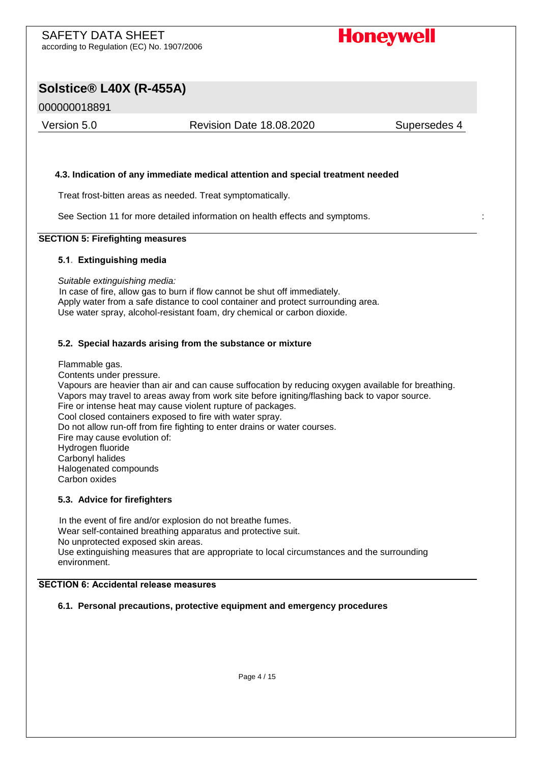### 4.3. Indication of any immediate medical attention and special treatment needed

Treat frost-bitten areas as needed. Treat symptomatically.

See Section 11 for more detailed information on health effects and symptoms.

## SECTION 5: Firefighting measures

### 5.1. Extinguishing media

*Suitable extinguishing media:*
In case of fire, allow gas to burn if flow cannot be shut off immediately.
Apply water from a safe distance to cool container and protect surrounding area.
Use water spray, alcohol-resistant foam, dry chemical or carbon dioxide.

### 5.2. Special hazards arising from the substance or mixture

Flammable gas.
Contents under pressure.
Vapours are heavier than air and can cause suffocation by reducing oxygen available for breathing.
Vapors may travel to areas away from work site before igniting/flashing back to vapor source.
Fire or intense heat may cause violent rupture of packages.
Cool closed containers exposed to fire with water spray.
Do not allow run-off from fire fighting to enter drains or water courses.
Fire may cause evolution of:
Hydrogen fluoride
Carbonyl halides
Halogenated compounds
Carbon oxides

### 5.3. Advice for firefighters

In the event of fire and/or explosion do not breathe fumes.
Wear self-contained breathing apparatus and protective suit.
No unprotected exposed skin areas.
Use extinguishing measures that are appropriate to local circumstances and the surrounding environment.

## SECTION 6: Accidental release measures

### 6.1. Personal precautions, protective equipment and emergency procedures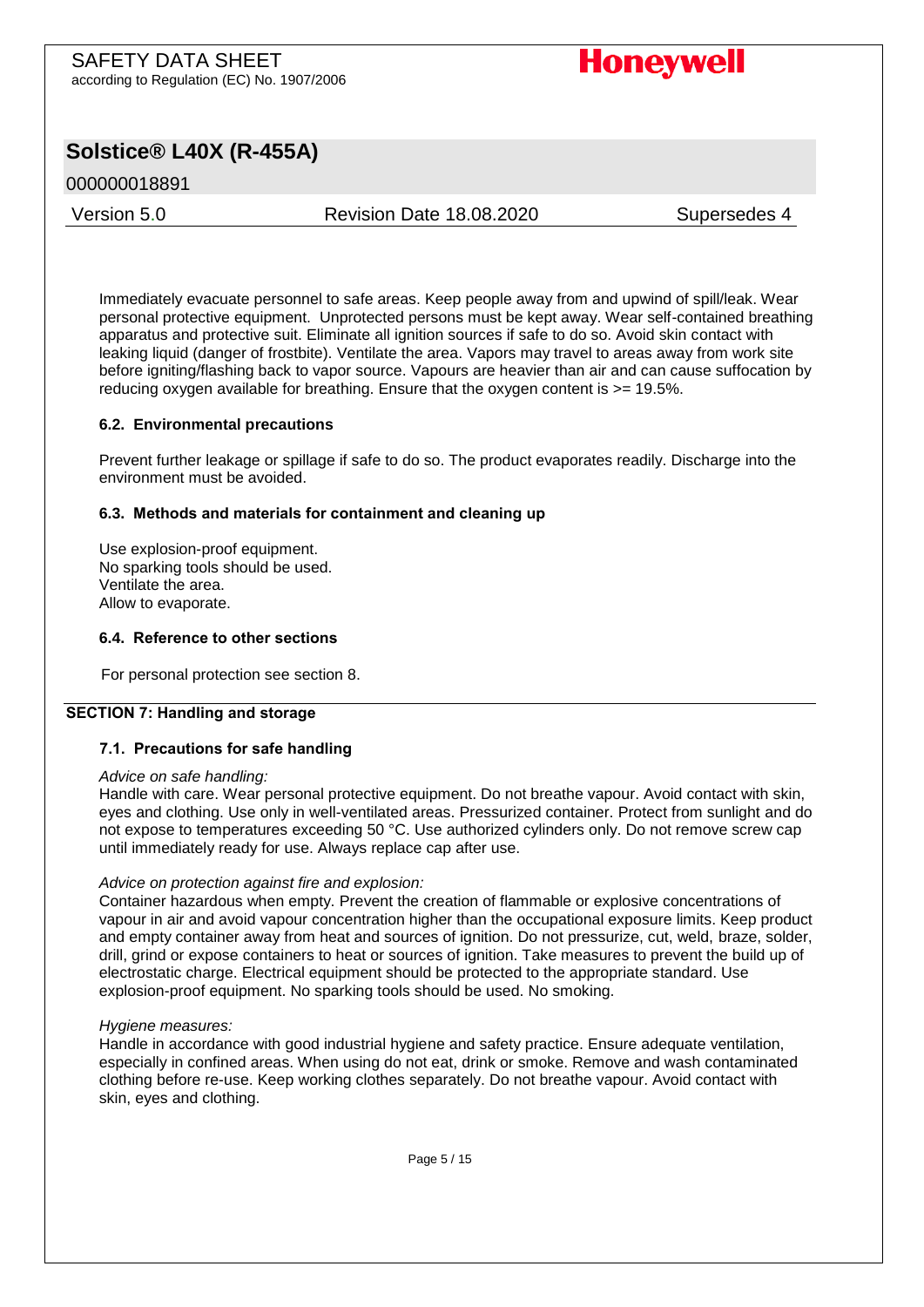Immediately evacuate personnel to safe areas. Keep people away from and upwind of spill/leak. Wear personal protective equipment. Unprotected persons must be kept away. Wear self-contained breathing apparatus and protective suit. Eliminate all ignition sources if safe to do so. Avoid skin contact with leaking liquid (danger of frostbite). Ventilate the area. Vapors may travel to areas away from work site before igniting/flashing back to vapor source. Vapours are heavier than air and can cause suffocation by reducing oxygen available for breathing. Ensure that the oxygen content is >= 19.5%.

### 6.2. Environmental precautions

Prevent further leakage or spillage if safe to do so. The product evaporates readily. Discharge into the environment must be avoided.

### 6.3. Methods and materials for containment and cleaning up

Use explosion-proof equipment.
No sparking tools should be used.
Ventilate the area.
Allow to evaporate.

### 6.4. Reference to other sections

For personal protection see section 8.

## SECTION 7: Handling and storage

### 7.1. Precautions for safe handling

*Advice on safe handling:*
Handle with care. Wear personal protective equipment. Do not breathe vapour. Avoid contact with skin, eyes and clothing. Use only in well-ventilated areas. Pressurized container. Protect from sunlight and do not expose to temperatures exceeding 50 °C. Use authorized cylinders only. Do not remove screw cap until immediately ready for use. Always replace cap after use.

*Advice on protection against fire and explosion:*
Container hazardous when empty. Prevent the creation of flammable or explosive concentrations of vapour in air and avoid vapour concentration higher than the occupational exposure limits. Keep product and empty container away from heat and sources of ignition. Do not pressurize, cut, weld, braze, solder, drill, grind or expose containers to heat or sources of ignition. Take measures to prevent the build up of electrostatic charge. Electrical equipment should be protected to the appropriate standard. Use explosion-proof equipment. No sparking tools should be used. No smoking.

*Hygiene measures:*
Handle in accordance with good industrial hygiene and safety practice. Ensure adequate ventilation, especially in confined areas. When using do not eat, drink or smoke. Remove and wash contaminated clothing before re-use. Keep working clothes separately. Do not breathe vapour. Avoid contact with skin, eyes and clothing.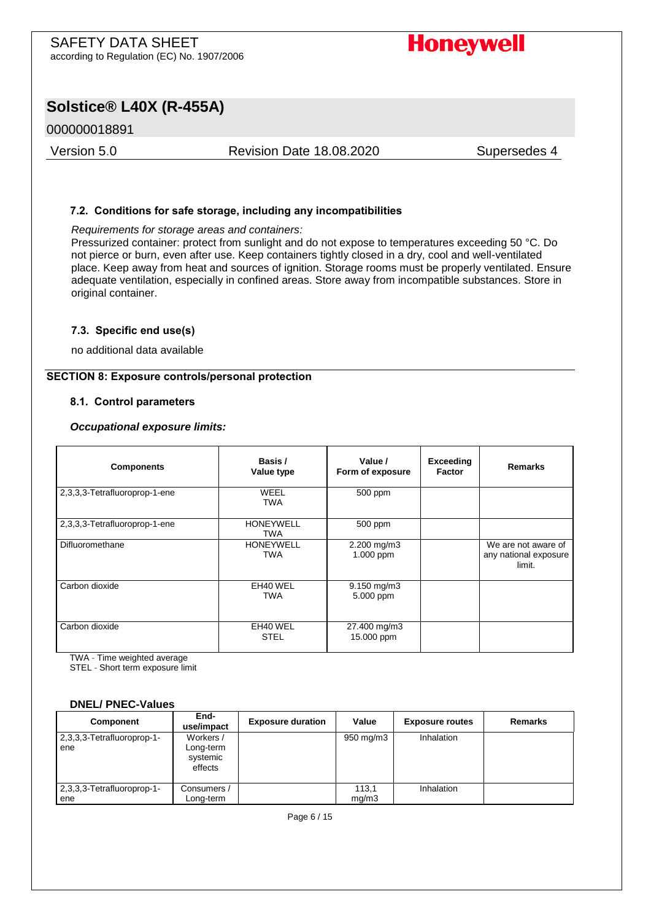### 7.2. Conditions for safe storage, including any incompatibilities

*Requirements for storage areas and containers:*
Pressurized container: protect from sunlight and do not expose to temperatures exceeding 50 °C. Do not pierce or burn, even after use. Keep containers tightly closed in a dry, cool and well-ventilated place. Keep away from heat and sources of ignition. Storage rooms must be properly ventilated. Ensure adequate ventilation, especially in confined areas. Store away from incompatible substances. Store in original container.

### 7.3. Specific end use(s)

no additional data available

## SECTION 8: Exposure controls/personal protection

### 8.1. Control parameters

***Occupational exposure limits:***

| Components | Basis / Value type | Value / Form of exposure | Exceeding Factor | Remarks |
|---|---|---|---|---|
| 2,3,3,3-Tetrafluoroprop-1-ene | WEEL TWA | 500 ppm | | |
| 2,3,3,3-Tetrafluoroprop-1-ene | HONEYWELL TWA | 500 ppm | | |
| Difluoromethane | HONEYWELL TWA | 2.200 mg/m3 1.000 ppm | | We are not aware of any national exposure limit. |
| Carbon dioxide | EH40 WEL TWA | 9.150 mg/m3 5.000 ppm | | |
| Carbon dioxide | EH40 WEL STEL | 27.400 mg/m3 15.000 ppm | | |

TWA - Time weighted average
STEL - Short term exposure limit

**DNEL/ PNEC-Values**

| Component | End-use/impact | Exposure duration | Value | Exposure routes | Remarks |
|---|---|---|---|---|---|
| 2,3,3,3-Tetrafluoroprop-1-ene | Workers / Long-term systemic effects | | 950 mg/m3 | Inhalation | |
| 2,3,3,3-Tetrafluoroprop-1-ene | Consumers / Long-term | | 113,1 mg/m3 | Inhalation | |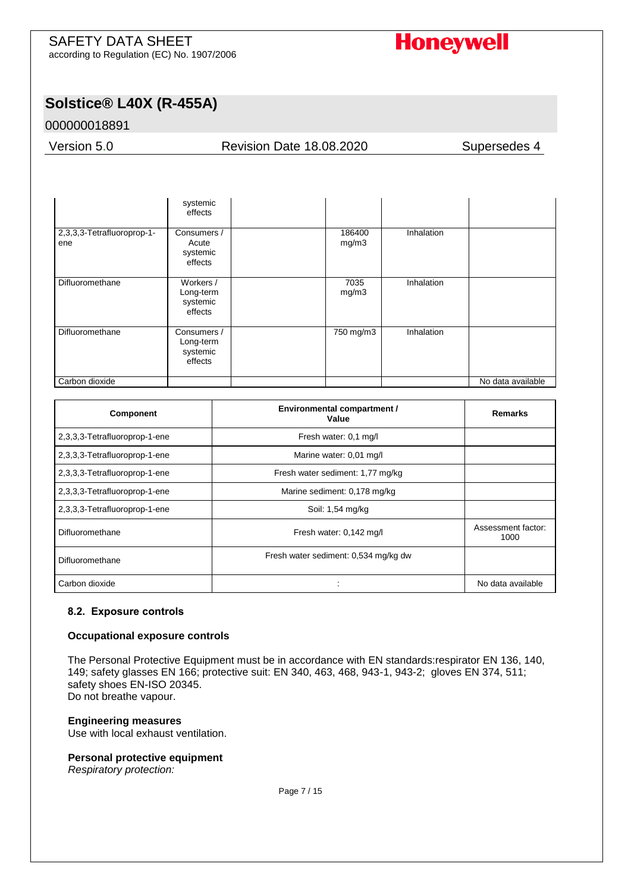| | systemic effects | | | | |
|---|---|---|---|---|---|
| 2,3,3,3-Tetrafluoroprop-1-ene | Consumers / Acute systemic effects | | 186400 mg/m3 | Inhalation | |
| Difluoromethane | Workers / Long-term systemic effects | | 7035 mg/m3 | Inhalation | |
| Difluoromethane | Consumers / Long-term systemic effects | | 750 mg/m3 | Inhalation | |
| Carbon dioxide | | | | | No data available |

| Component | Environmental compartment / Value | Remarks |
|---|---|---|
| 2,3,3,3-Tetrafluoroprop-1-ene | Fresh water: 0,1 mg/l | |
| 2,3,3,3-Tetrafluoroprop-1-ene | Marine water: 0,01 mg/l | |
| 2,3,3,3-Tetrafluoroprop-1-ene | Fresh water sediment: 1,77 mg/kg | |
| 2,3,3,3-Tetrafluoroprop-1-ene | Marine sediment: 0,178 mg/kg | |
| 2,3,3,3-Tetrafluoroprop-1-ene | Soil: 1,54 mg/kg | |
| Difluoromethane | Fresh water: 0,142 mg/l | Assessment factor: 1000 |
| Difluoromethane | Fresh water sediment: 0,534 mg/kg dw | |
| Carbon dioxide | : | No data available |

### 8.2. Exposure controls

#### Occupational exposure controls

The Personal Protective Equipment must be in accordance with EN standards:respirator EN 136, 140, 149; safety glasses EN 166; protective suit: EN 340, 463, 468, 943-1, 943-2; gloves EN 374, 511; safety shoes EN-ISO 20345.
Do not breathe vapour.

**Engineering measures**
Use with local exhaust ventilation.

**Personal protective equipment**
*Respiratory protection:*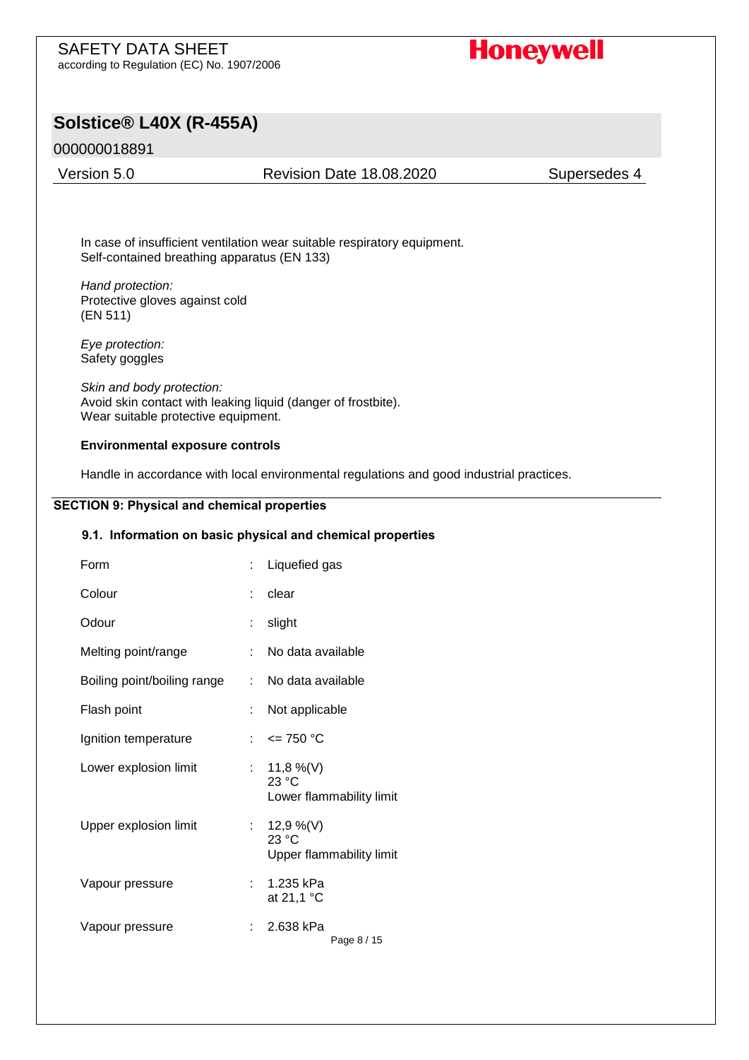In case of insufficient ventilation wear suitable respiratory equipment.
Self-contained breathing apparatus (EN 133)

*Hand protection:*
Protective gloves against cold
(EN 511)

*Eye protection:*
Safety goggles

*Skin and body protection:*
Avoid skin contact with leaking liquid (danger of frostbite).
Wear suitable protective equipment.

**Environmental exposure controls**

Handle in accordance with local environmental regulations and good industrial practices.

## SECTION 9: Physical and chemical properties

### 9.1. Information on basic physical and chemical properties

| | | |
|---|---|---|
| Form | : | Liquefied gas |
| Colour | : | clear |
| Odour | : | slight |
| Melting point/range | : | No data available |
| Boiling point/boiling range | : | No data available |
| Flash point | : | Not applicable |
| Ignition temperature | : | <= 750 °C |
| Lower explosion limit | : | 11,8 %(V)<br>23 °C<br>Lower flammability limit |
| Upper explosion limit | : | 12,9 %(V)<br>23 °C<br>Upper flammability limit |
| Vapour pressure | : | 1.235 kPa<br>at 21,1 °C |
| Vapour pressure | : | 2.638 kPa |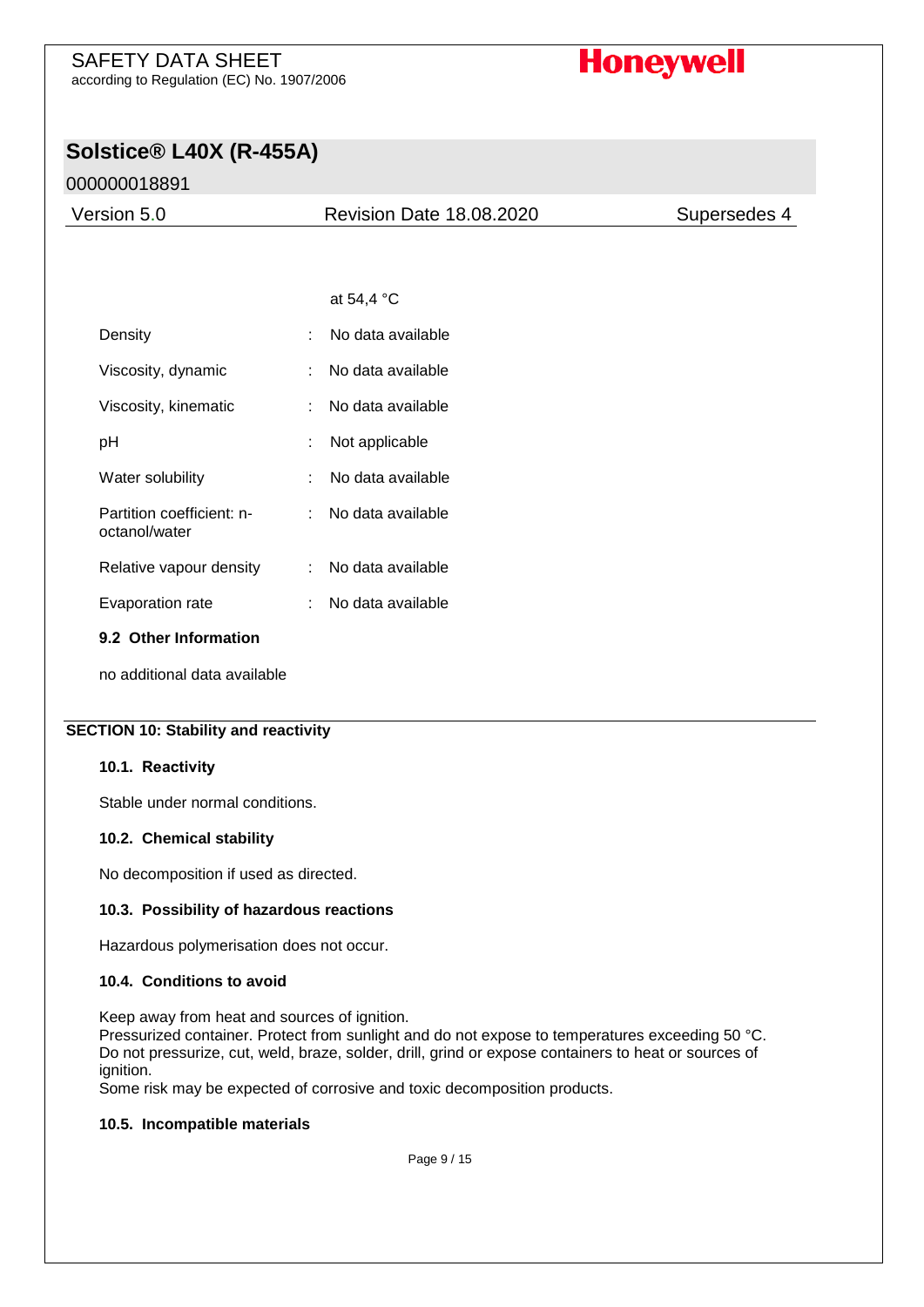| | | |
|---|---|---|
| | | at 54,4 °C |
| Density | : | No data available |
| Viscosity, dynamic | : | No data available |
| Viscosity, kinematic | : | No data available |
| pH | : | Not applicable |
| Water solubility | : | No data available |
| Partition coefficient: n-octanol/water | : | No data available |
| Relative vapour density | : | No data available |
| Evaporation rate | : | No data available |

### 9.2 Other Information

no additional data available

## SECTION 10: Stability and reactivity

### 10.1. Reactivity

Stable under normal conditions.

### 10.2. Chemical stability

No decomposition if used as directed.

### 10.3. Possibility of hazardous reactions

Hazardous polymerisation does not occur.

### 10.4. Conditions to avoid

Keep away from heat and sources of ignition.
Pressurized container. Protect from sunlight and do not expose to temperatures exceeding 50 °C. Do not pressurize, cut, weld, braze, solder, drill, grind or expose containers to heat or sources of ignition.
Some risk may be expected of corrosive and toxic decomposition products.

### 10.5. Incompatible materials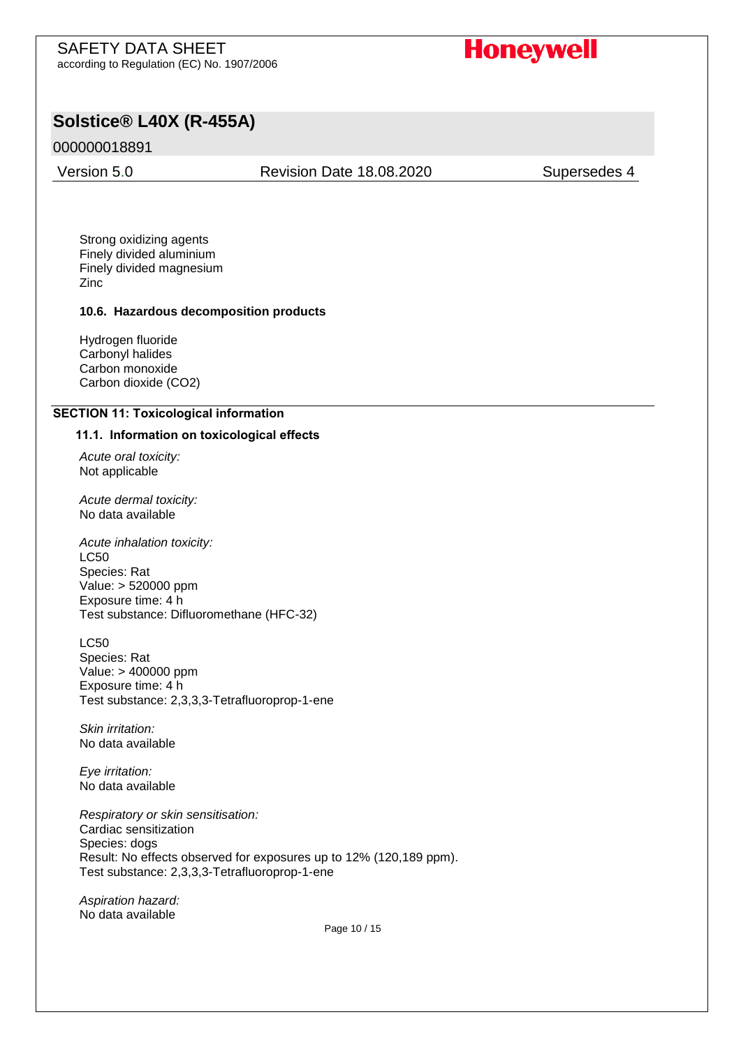Strong oxidizing agents
Finely divided aluminium
Finely divided magnesium
Zinc

### 10.6. Hazardous decomposition products

Hydrogen fluoride
Carbonyl halides
Carbon monoxide
Carbon dioxide (CO2)

## SECTION 11: Toxicological information

### 11.1. Information on toxicological effects

*Acute oral toxicity:*
Not applicable

*Acute dermal toxicity:*
No data available

*Acute inhalation toxicity:*
LC50
Species: Rat
Value: > 520000 ppm
Exposure time: 4 h
Test substance: Difluoromethane (HFC-32)

LC50
Species: Rat
Value: > 400000 ppm
Exposure time: 4 h
Test substance: 2,3,3,3-Tetrafluoroprop-1-ene

*Skin irritation:*
No data available

*Eye irritation:*
No data available

*Respiratory or skin sensitisation:*
Cardiac sensitization
Species: dogs
Result: No effects observed for exposures up to 12% (120,189 ppm).
Test substance: 2,3,3,3-Tetrafluoroprop-1-ene

*Aspiration hazard:*
No data available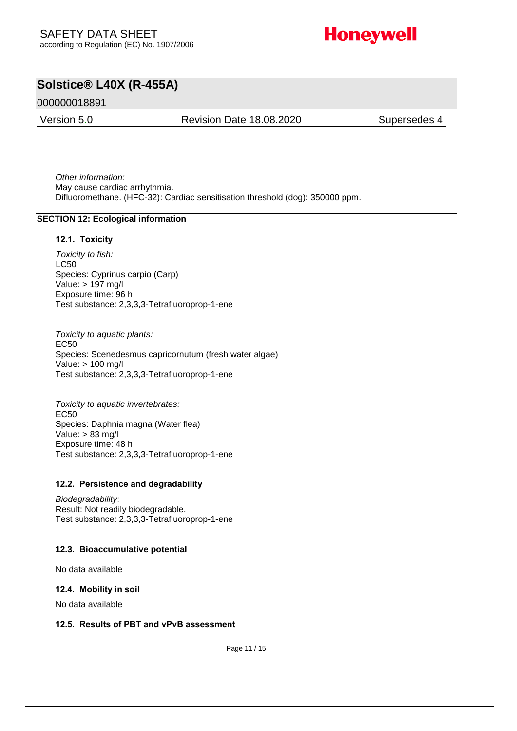*Other information:*
May cause cardiac arrhythmia.
Difluoromethane. (HFC-32): Cardiac sensitisation threshold (dog): 350000 ppm.

## SECTION 12: Ecological information

### 12.1. Toxicity

*Toxicity to fish:*
LC50
Species: Cyprinus carpio (Carp)
Value: > 197 mg/l
Exposure time: 96 h
Test substance: 2,3,3,3-Tetrafluoroprop-1-ene

*Toxicity to aquatic plants:*
EC50
Species: Scenedesmus capricornutum (fresh water algae)
Value: > 100 mg/l
Test substance: 2,3,3,3-Tetrafluoroprop-1-ene

*Toxicity to aquatic invertebrates:*
EC50
Species: Daphnia magna (Water flea)
Value: > 83 mg/l
Exposure time: 48 h
Test substance: 2,3,3,3-Tetrafluoroprop-1-ene

### 12.2. Persistence and degradability

*Biodegradability*:
Result: Not readily biodegradable.
Test substance: 2,3,3,3-Tetrafluoroprop-1-ene

### 12.3. Bioaccumulative potential

No data available

### 12.4. Mobility in soil

No data available

### 12.5. Results of PBT and vPvB assessment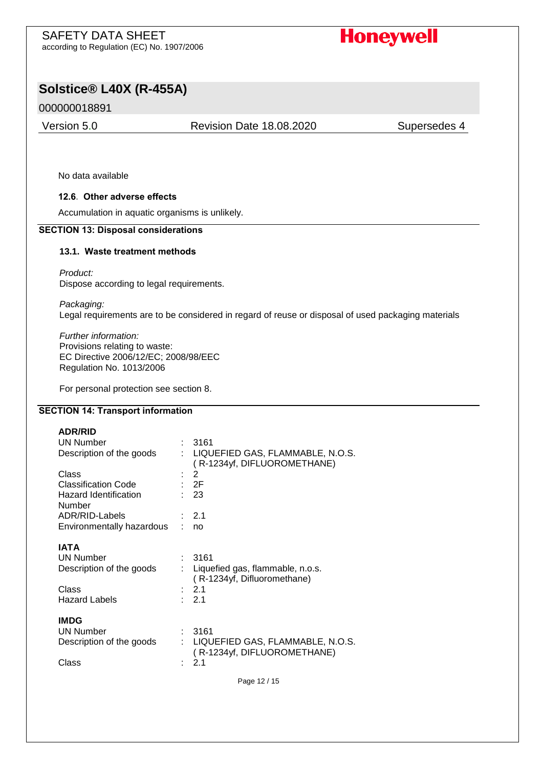No data available

### 12.6. Other adverse effects

Accumulation in aquatic organisms is unlikely.

## SECTION 13: Disposal considerations

### 13.1. Waste treatment methods

*Product:*
Dispose according to legal requirements.

*Packaging:*
Legal requirements are to be considered in regard of reuse or disposal of used packaging materials

*Further information:*
Provisions relating to waste:
EC Directive 2006/12/EC; 2008/98/EEC
Regulation No. 1013/2006

For personal protection see section 8.

## SECTION 14: Transport information

**ADR/RID**

| | | |
|---|---|---|
| UN Number | : | 3161 |
| Description of the goods | : | LIQUEFIED GAS, FLAMMABLE, N.O.S. ( R-1234yf, DIFLUOROMETHANE) |
| Class | : | 2 |
| Classification Code | : | 2F |
| Hazard Identification Number | : | 23 |
| ADR/RID-Labels | : | 2.1 |
| Environmentally hazardous | : | no |

**IATA**

| | | |
|---|---|---|
| UN Number | : | 3161 |
| Description of the goods | : | Liquefied gas, flammable, n.o.s. ( R-1234yf, Difluoromethane) |
| Class | : | 2.1 |
| Hazard Labels | : | 2.1 |

**IMDG**

| | | |
|---|---|---|
| UN Number | : | 3161 |
| Description of the goods | : | LIQUEFIED GAS, FLAMMABLE, N.O.S. ( R-1234yf, DIFLUOROMETHANE) |
| Class | : | 2.1 |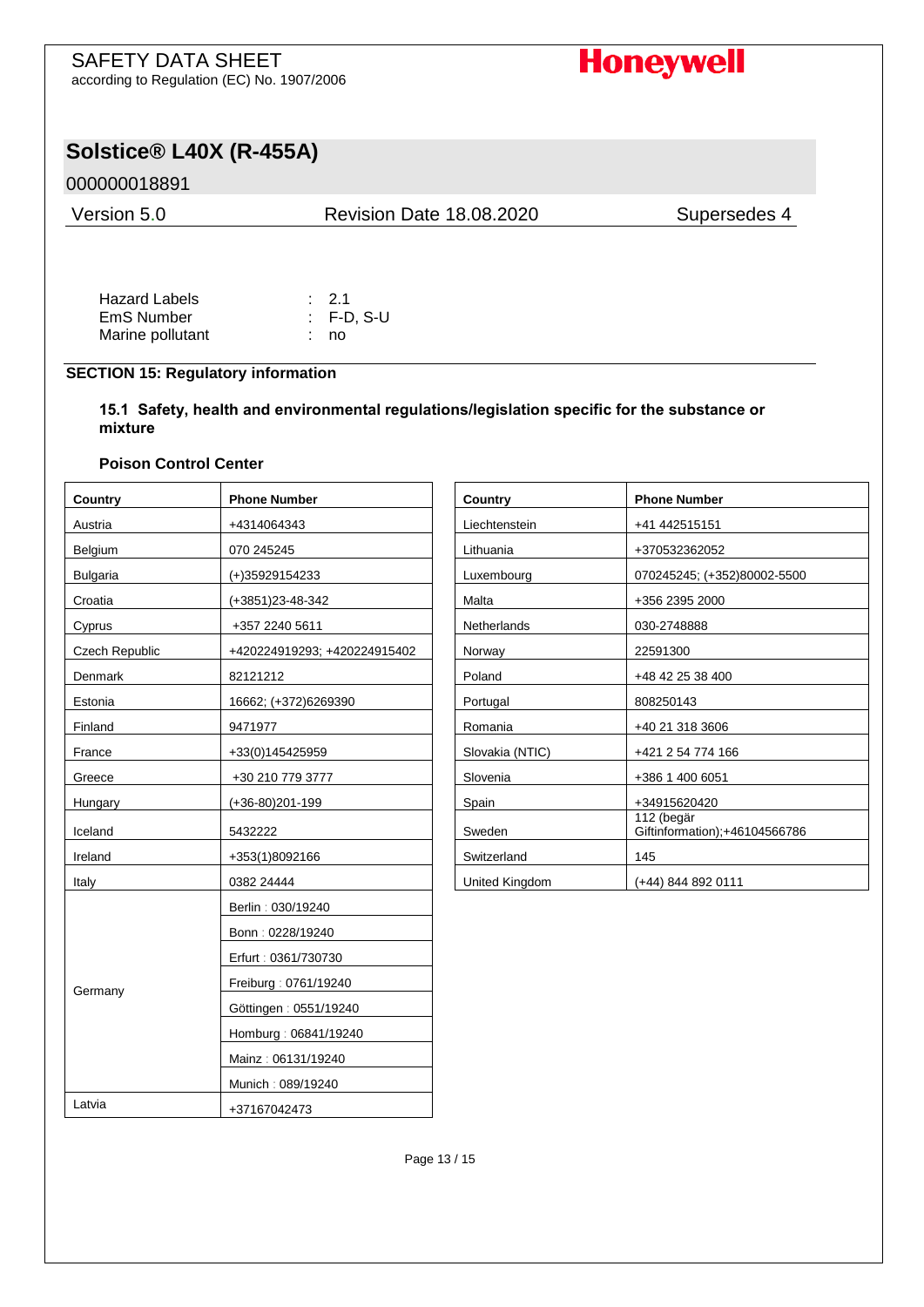| Hazard Labels | : 2.1 |
|---|---|
| EmS Number | : F-D, S-U |
| Marine pollutant | : no |

## SECTION 15: Regulatory information

### 15.1 Safety, health and environmental regulations/legislation specific for the substance or mixture

**Poison Control Center**

| Country | Phone Number |
|---|---|
| Austria | +4314064343 |
| Belgium | 070 245245 |
| Bulgaria | (+)35929154233 |
| Croatia | (+3851)23-48-342 |
| Cyprus | +357 2240 5611 |
| Czech Republic | +420224919293; +420224915402 |
| Denmark | 82121212 |
| Estonia | 16662; (+372)6269390 |
| Finland | 9471977 |
| France | +33(0)145425959 |
| Greece | +30 210 779 3777 |
| Hungary | (+36-80)201-199 |
| Iceland | 5432222 |
| Ireland | +353(1)8092166 |
| Italy | 0382 24444 |
| Germany | Berlin : 030/19240 |
| | Bonn : 0228/19240 |
| | Erfurt : 0361/730730 |
| | Freiburg : 0761/19240 |
| | Göttingen : 0551/19240 |
| | Homburg : 06841/19240 |
| | Mainz : 06131/19240 |
| | Munich : 089/19240 |
| Latvia | +37167042473 |

| Country | Phone Number |
|---|---|
| Liechtenstein | +41 442515151 |
| Lithuania | +370532362052 |
| Luxembourg | 070245245; (+352)80002-5500 |
| Malta | +356 2395 2000 |
| Netherlands | 030-2748888 |
| Norway | 22591300 |
| Poland | +48 42 25 38 400 |
| Portugal | 808250143 |
| Romania | +40 21 318 3606 |
| Slovakia (NTIC) | +421 2 54 774 166 |
| Slovenia | +386 1 400 6051 |
| Spain | +34915620420 |
| Sweden | 112 (begär Giftinformation);+46104566786 |
| Switzerland | 145 |
| United Kingdom | (+44) 844 892 0111 |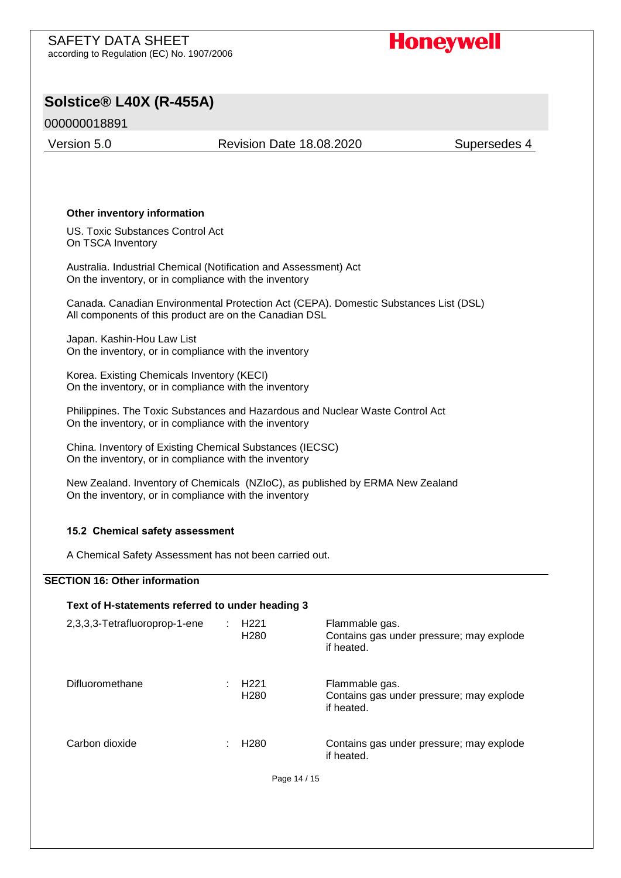**Other inventory information**

US. Toxic Substances Control Act
On TSCA Inventory

Australia. Industrial Chemical (Notification and Assessment) Act
On the inventory, or in compliance with the inventory

Canada. Canadian Environmental Protection Act (CEPA). Domestic Substances List (DSL)
All components of this product are on the Canadian DSL

Japan. Kashin-Hou Law List
On the inventory, or in compliance with the inventory

Korea. Existing Chemicals Inventory (KECI)
On the inventory, or in compliance with the inventory

Philippines. The Toxic Substances and Hazardous and Nuclear Waste Control Act
On the inventory, or in compliance with the inventory

China. Inventory of Existing Chemical Substances (IECSC)
On the inventory, or in compliance with the inventory

New Zealand. Inventory of Chemicals (NZIoC), as published by ERMA New Zealand
On the inventory, or in compliance with the inventory

**15.2 Chemical safety assessment**

A Chemical Safety Assessment has not been carried out.

## SECTION 16: Other information

**Text of H-statements referred to under heading 3**

| | | |
|---|---|---|
| 2,3,3,3-Tetrafluoroprop-1-ene | : H221<br>H280 | Flammable gas.<br>Contains gas under pressure; may explode if heated. |
| Difluoromethane | : H221<br>H280 | Flammable gas.<br>Contains gas under pressure; may explode if heated. |
| Carbon dioxide | : H280 | Contains gas under pressure; may explode if heated. |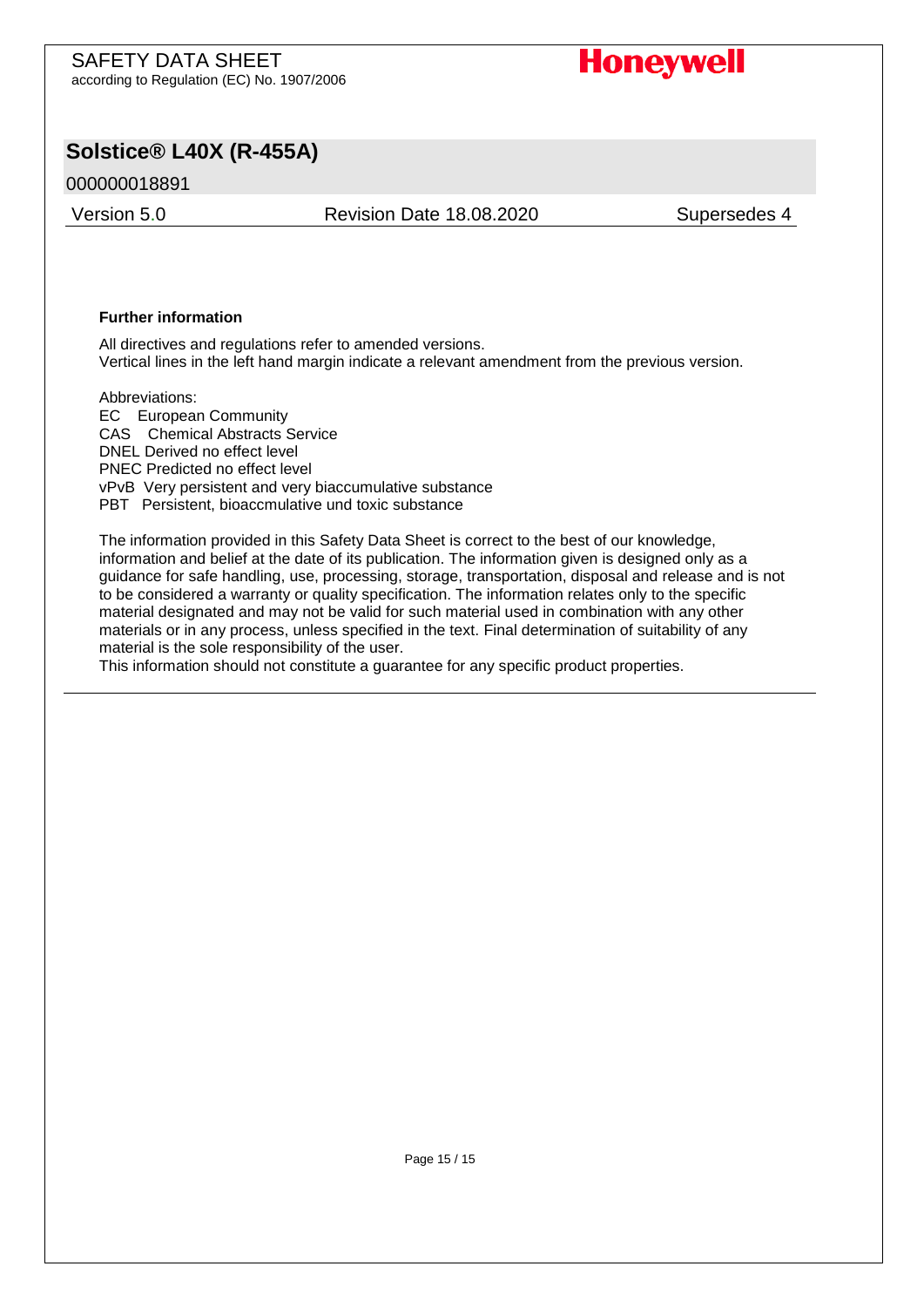### Further information

All directives and regulations refer to amended versions.
Vertical lines in the left hand margin indicate a relevant amendment from the previous version.

Abbreviations:
EC European Community
CAS Chemical Abstracts Service
DNEL Derived no effect level
PNEC Predicted no effect level
vPvB Very persistent and very biaccumulative substance
PBT Persistent, bioaccmulative und toxic substance

The information provided in this Safety Data Sheet is correct to the best of our knowledge, information and belief at the date of its publication. The information given is designed only as a guidance for safe handling, use, processing, storage, transportation, disposal and release and is not to be considered a warranty or quality specification. The information relates only to the specific material designated and may not be valid for such material used in combination with any other materials or in any process, unless specified in the text. Final determination of suitability of any material is the sole responsibility of the user.
This information should not constitute a guarantee for any specific product properties.